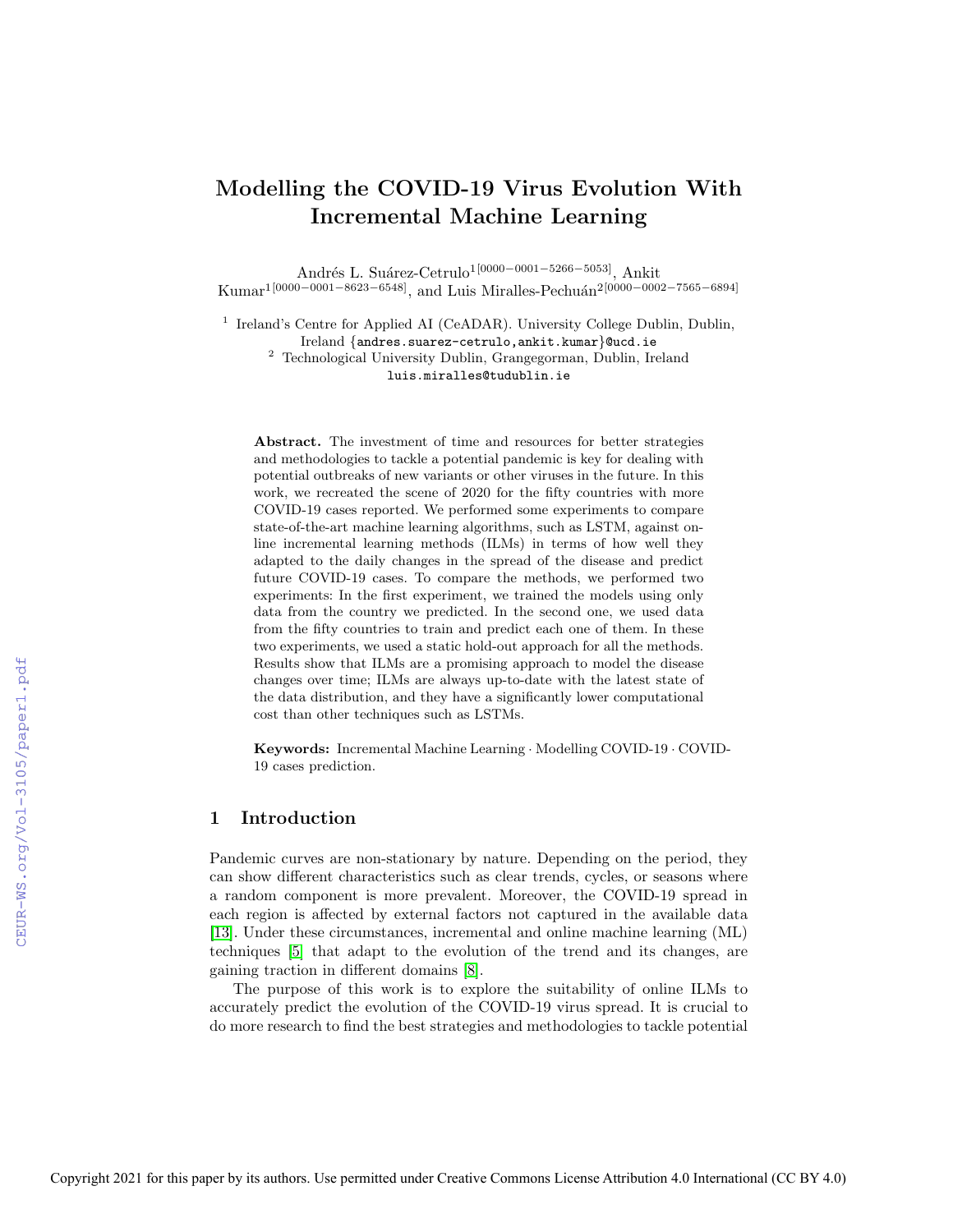# Modelling the COVID-19 Virus Evolution With Incremental Machine Learning

Andrés L. Suárez-Cetrulo[1][0000−0001−5266−5053], Ankit Kumar[1][0000−0001−8623−6548], and Luis Miralles-Pechuán[2][0000−0002−7565−6894]

[1] Ireland's Centre for Applied AI (CeADAR). University College Dublin, Dublin, Ireland {andres.suarez-cetrulo,ankit.kumar}@ucd.ie

[2] Technological University Dublin, Grangegorman, Dublin, Ireland luis.miralles@tudublin.ie

**Abstract.** The investment of time and resources for better strategies and methodologies to tackle a potential pandemic is key for dealing with potential outbreaks of new variants or other viruses in the future. In this work, we recreated the scene of 2020 for the fifty countries with more COVID-19 cases reported. We performed some experiments to compare state-of-the-art machine learning algorithms, such as LSTM, against online incremental learning methods (ILMs) in terms of how well they adapted to the daily changes in the spread of the disease and predict future COVID-19 cases. To compare the methods, we performed two experiments: In the first experiment, we trained the models using only data from the country we predicted. In the second one, we used data from the fifty countries to train and predict each one of them. In these two experiments, we used a static hold-out approach for all the methods. Results show that ILMs are a promising approach to model the disease changes over time; ILMs are always up-to-date with the latest state of the data distribution, and they have a significantly lower computational cost than other techniques such as LSTMs.

**Keywords:** Incremental Machine Learning · Modelling COVID-19 · COVID-19 cases prediction.

## 1 Introduction

Pandemic curves are non-stationary by nature. Depending on the period, they can show different characteristics such as clear trends, cycles, or seasons where a random component is more prevalent. Moreover, the COVID-19 spread in each region is affected by external factors not captured in the available data [13]. Under these circumstances, incremental and online machine learning (ML) techniques [5] that adapt to the evolution of the trend and its changes, are gaining traction in different domains [8].

The purpose of this work is to explore the suitability of online ILMs to accurately predict the evolution of the COVID-19 virus spread. It is crucial to do more research to find the best strategies and methodologies to tackle potential

Copyright 2021 for this paper by its authors. Use permitted under Creative Commons License Attribution 4.0 International (CC BY 4.0)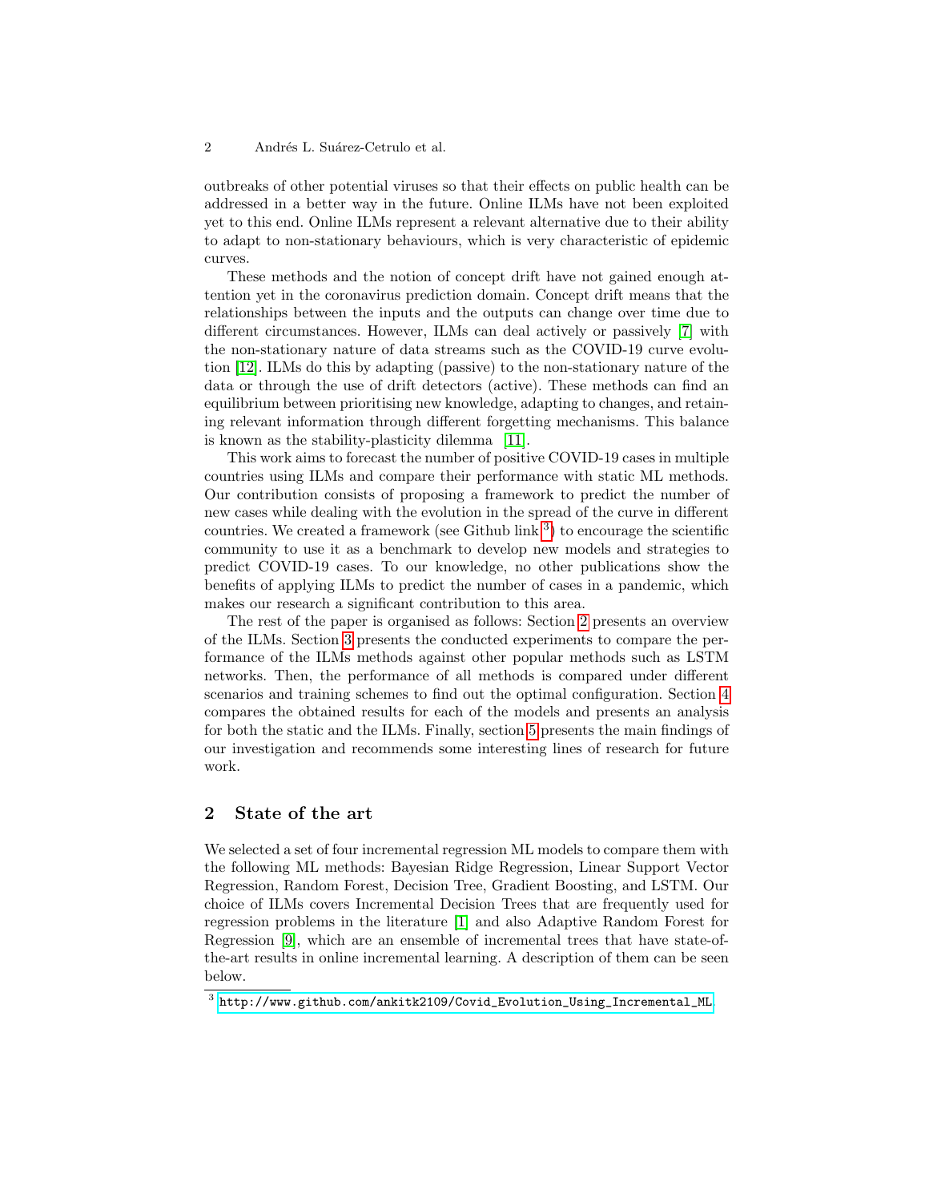outbreaks of other potential viruses so that their effects on public health can be addressed in a better way in the future. Online ILMs have not been exploited yet to this end. Online ILMs represent a relevant alternative due to their ability to adapt to non-stationary behaviours, which is very characteristic of epidemic curves.

These methods and the notion of concept drift have not gained enough attention yet in the coronavirus prediction domain. Concept drift means that the relationships between the inputs and the outputs can change over time due to different circumstances. However, ILMs can deal actively or passively [7] with the non-stationary nature of data streams such as the COVID-19 curve evolution [12]. ILMs do this by adapting (passive) to the non-stationary nature of the data or through the use of drift detectors (active). These methods can find an equilibrium between prioritising new knowledge, adapting to changes, and retaining relevant information through different forgetting mechanisms. This balance is known as the stability-plasticity dilemma [11].

This work aims to forecast the number of positive COVID-19 cases in multiple countries using ILMs and compare their performance with static ML methods. Our contribution consists of proposing a framework to predict the number of new cases while dealing with the evolution in the spread of the curve in different countries. We created a framework (see Github link [3]) to encourage the scientific community to use it as a benchmark to develop new models and strategies to predict COVID-19 cases. To our knowledge, no other publications show the benefits of applying ILMs to predict the number of cases in a pandemic, which makes our research a significant contribution to this area.

The rest of the paper is organised as follows: Section 2 presents an overview of the ILMs. Section 3 presents the conducted experiments to compare the performance of the ILMs methods against other popular methods such as LSTM networks. Then, the performance of all methods is compared under different scenarios and training schemes to find out the optimal configuration. Section 4 compares the obtained results for each of the models and presents an analysis for both the static and the ILMs. Finally, section 5 presents the main findings of our investigation and recommends some interesting lines of research for future work.

## 2 State of the art

We selected a set of four incremental regression ML models to compare them with the following ML methods: Bayesian Ridge Regression, Linear Support Vector Regression, Random Forest, Decision Tree, Gradient Boosting, and LSTM. Our choice of ILMs covers Incremental Decision Trees that are frequently used for regression problems in the literature [1] and also Adaptive Random Forest for Regression [9], which are an ensemble of incremental trees that have state-of-the-art results in online incremental learning. A description of them can be seen below.

[3] http://www.github.com/ankitk2109/Covid_Evolution_Using_Incremental_ML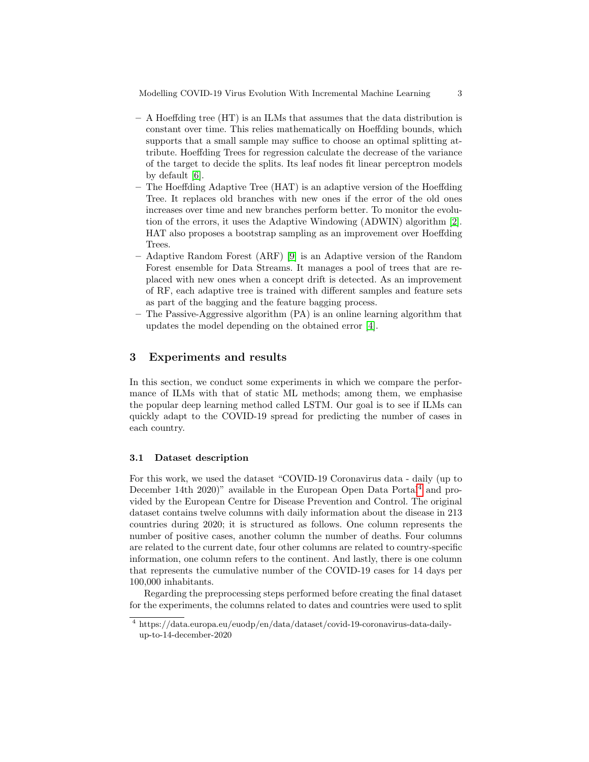- A Hoeffding tree (HT) is an ILMs that assumes that the data distribution is constant over time. This relies mathematically on Hoeffding bounds, which supports that a small sample may suffice to choose an optimal splitting attribute. Hoeffding Trees for regression calculate the decrease of the variance of the target to decide the splits. Its leaf nodes fit linear perceptron models by default [6].
- The Hoeffding Adaptive Tree (HAT) is an adaptive version of the Hoeffding Tree. It replaces old branches with new ones if the error of the old ones increases over time and new branches perform better. To monitor the evolution of the errors, it uses the Adaptive Windowing (ADWIN) algorithm [2]. HAT also proposes a bootstrap sampling as an improvement over Hoeffding Trees.
- Adaptive Random Forest (ARF) [9] is an Adaptive version of the Random Forest ensemble for Data Streams. It manages a pool of trees that are replaced with new ones when a concept drift is detected. As an improvement of RF, each adaptive tree is trained with different samples and feature sets as part of the bagging and the feature bagging process.
- The Passive-Aggressive algorithm (PA) is an online learning algorithm that updates the model depending on the obtained error [4].

## 3 Experiments and results

In this section, we conduct some experiments in which we compare the performance of ILMs with that of static ML methods; among them, we emphasise the popular deep learning method called LSTM. Our goal is to see if ILMs can quickly adapt to the COVID-19 spread for predicting the number of cases in each country.

### 3.1 Dataset description

For this work, we used the dataset "COVID-19 Coronavirus data - daily (up to December 14th 2020)" available in the European Open Data Portal[4] and provided by the European Centre for Disease Prevention and Control. The original dataset contains twelve columns with daily information about the disease in 213 countries during 2020; it is structured as follows. One column represents the number of positive cases, another column the number of deaths. Four columns are related to the current date, four other columns are related to country-specific information, one column refers to the continent. And lastly, there is one column that represents the cumulative number of the COVID-19 cases for 14 days per 100,000 inhabitants.

Regarding the preprocessing steps performed before creating the final dataset for the experiments, the columns related to dates and countries were used to split

[4] https://data.europa.eu/euodp/en/data/dataset/covid-19-coronavirus-data-daily-up-to-14-december-2020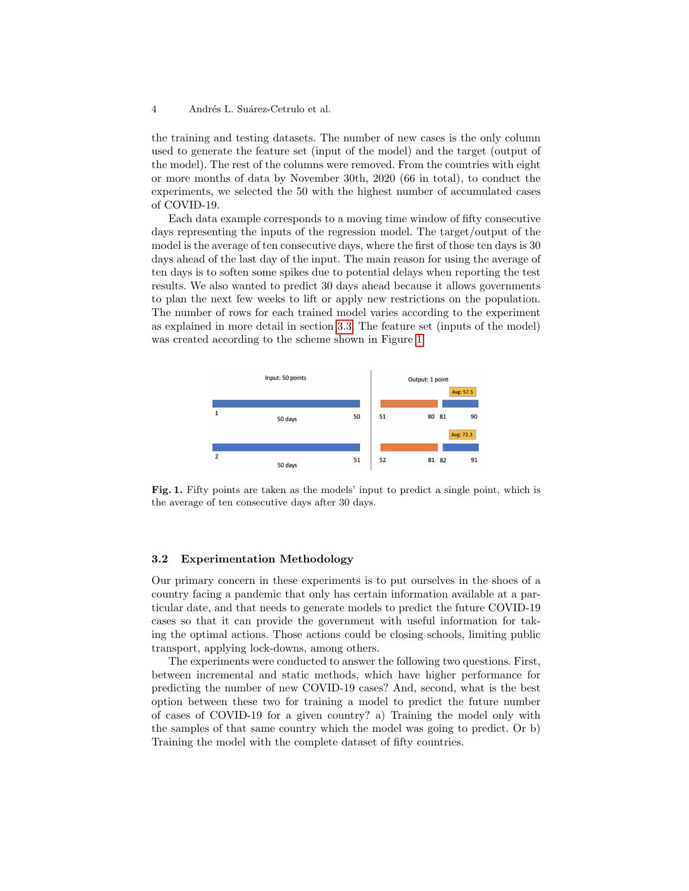the training and testing datasets. The number of new cases is the only column used to generate the feature set (input of the model) and the target (output of the model). The rest of the columns were removed. From the countries with eight or more months of data by November 30th, 2020 (66 in total), to conduct the experiments, we selected the 50 with the highest number of accumulated cases of COVID-19.

Each data example corresponds to a moving time window of fifty consecutive days representing the inputs of the regression model. The target/output of the model is the average of ten consecutive days, where the first of those ten days is 30 days ahead of the last day of the input. The main reason for using the average of ten days is to soften some spikes due to potential delays when reporting the test results. We also wanted to predict 30 days ahead because it allows governments to plan the next few weeks to lift or apply new restrictions on the population. The number of rows for each trained model varies according to the experiment as explained in more detail in section 3.3. The feature set (inputs of the model) was created according to the scheme shown in Figure 1.

**Fig. 1.** Fifty points are taken as the models' input to predict a single point, which is the average of ten consecutive days after 30 days.

### 3.2 Experimentation Methodology

Our primary concern in these experiments is to put ourselves in the shoes of a country facing a pandemic that only has certain information available at a particular date, and that needs to generate models to predict the future COVID-19 cases so that it can provide the government with useful information for taking the optimal actions. Those actions could be closing schools, limiting public transport, applying lock-downs, among others.

The experiments were conducted to answer the following two questions. First, between incremental and static methods, which have higher performance for predicting the number of new COVID-19 cases? And, second, what is the best option between these two for training a model to predict the future number of cases of COVID-19 for a given country? a) Training the model only with the samples of that same country which the model was going to predict. Or b) Training the model with the complete dataset of fifty countries.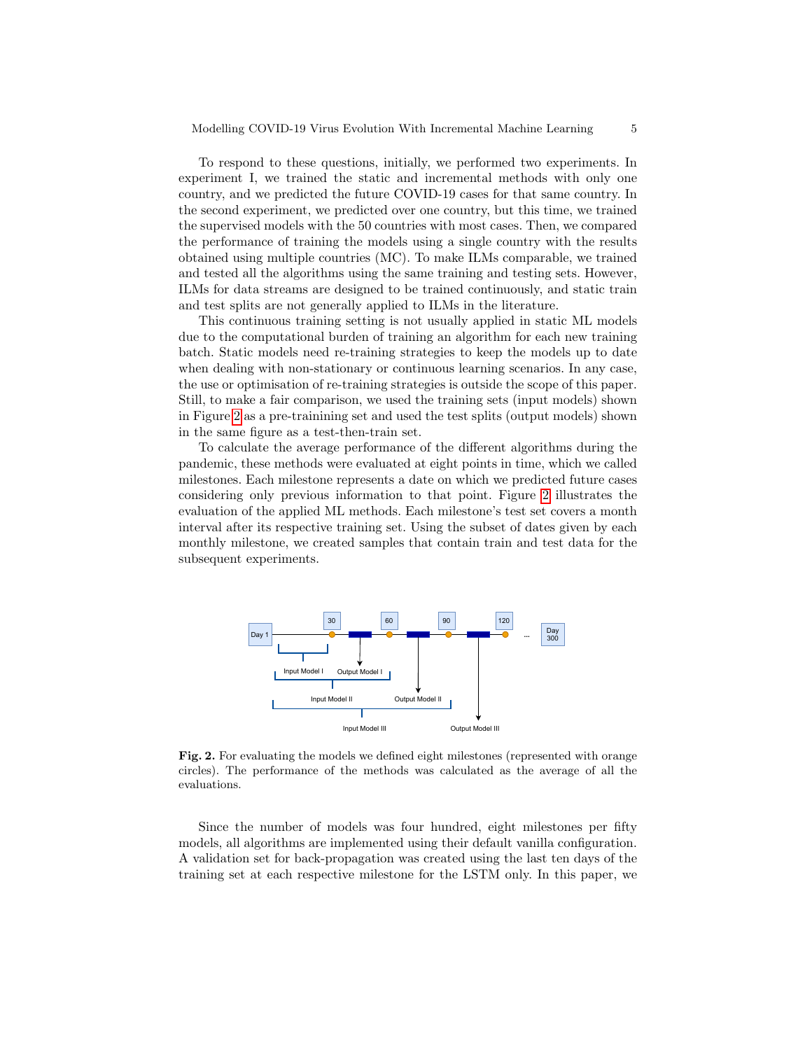To respond to these questions, initially, we performed two experiments. In experiment I, we trained the static and incremental methods with only one country, and we predicted the future COVID-19 cases for that same country. In the second experiment, we predicted over one country, but this time, we trained the supervised models with the 50 countries with most cases. Then, we compared the performance of training the models using a single country with the results obtained using multiple countries (MC). To make ILMs comparable, we trained and tested all the algorithms using the same training and testing sets. However, ILMs for data streams are designed to be trained continuously, and static train and test splits are not generally applied to ILMs in the literature.

This continuous training setting is not usually applied in static ML models due to the computational burden of training an algorithm for each new training batch. Static models need re-training strategies to keep the models up to date when dealing with non-stationary or continuous learning scenarios. In any case, the use or optimisation of re-training strategies is outside the scope of this paper. Still, to make a fair comparison, we used the training sets (input models) shown in Figure 2 as a pre-trainining set and used the test splits (output models) shown in the same figure as a test-then-train set.

To calculate the average performance of the different algorithms during the pandemic, these methods were evaluated at eight points in time, which we called milestones. Each milestone represents a date on which we predicted future cases considering only previous information to that point. Figure 2 illustrates the evaluation of the applied ML methods. Each milestone's test set covers a month interval after its respective training set. Using the subset of dates given by each monthly milestone, we created samples that contain train and test data for the subsequent experiments.

**Fig. 2.** For evaluating the models we defined eight milestones (represented with orange circles). The performance of the methods was calculated as the average of all the evaluations.

Since the number of models was four hundred, eight milestones per fifty models, all algorithms are implemented using their default vanilla configuration. A validation set for back-propagation was created using the last ten days of the training set at each respective milestone for the LSTM only. In this paper, we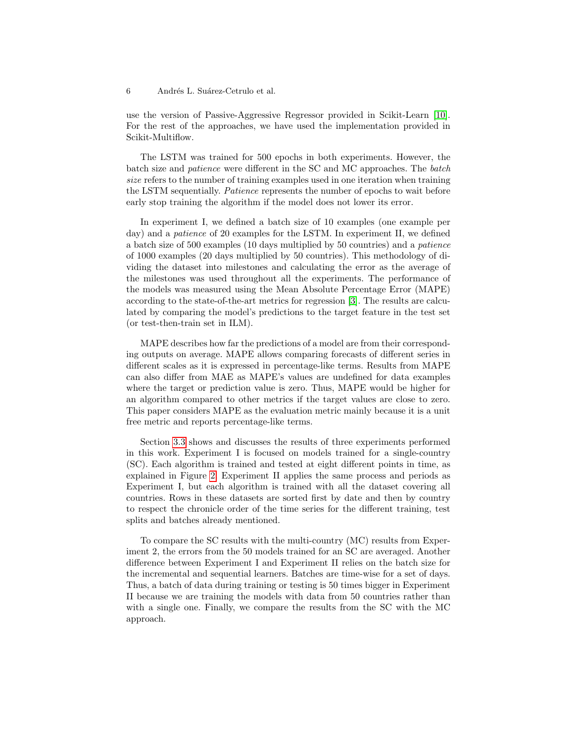use the version of Passive-Aggressive Regressor provided in Scikit-Learn [10]. For the rest of the approaches, we have used the implementation provided in Scikit-Multiflow.

The LSTM was trained for 500 epochs in both experiments. However, the batch size and *patience* were different in the SC and MC approaches. The *batch size* refers to the number of training examples used in one iteration when training the LSTM sequentially. *Patience* represents the number of epochs to wait before early stop training the algorithm if the model does not lower its error.

In experiment I, we defined a batch size of 10 examples (one example per day) and a *patience* of 20 examples for the LSTM. In experiment II, we defined a batch size of 500 examples (10 days multiplied by 50 countries) and a *patience* of 1000 examples (20 days multiplied by 50 countries). This methodology of dividing the dataset into milestones and calculating the error as the average of the milestones was used throughout all the experiments. The performance of the models was measured using the Mean Absolute Percentage Error (MAPE) according to the state-of-the-art metrics for regression [3]. The results are calculated by comparing the model's predictions to the target feature in the test set (or test-then-train set in ILM).

MAPE describes how far the predictions of a model are from their corresponding outputs on average. MAPE allows comparing forecasts of different series in different scales as it is expressed in percentage-like terms. Results from MAPE can also differ from MAE as MAPE's values are undefined for data examples where the target or prediction value is zero. Thus, MAPE would be higher for an algorithm compared to other metrics if the target values are close to zero. This paper considers MAPE as the evaluation metric mainly because it is a unit free metric and reports percentage-like terms.

Section 3.3 shows and discusses the results of three experiments performed in this work. Experiment I is focused on models trained for a single-country (SC). Each algorithm is trained and tested at eight different points in time, as explained in Figure 2. Experiment II applies the same process and periods as Experiment I, but each algorithm is trained with all the dataset covering all countries. Rows in these datasets are sorted first by date and then by country to respect the chronicle order of the time series for the different training, test splits and batches already mentioned.

To compare the SC results with the multi-country (MC) results from Experiment 2, the errors from the 50 models trained for an SC are averaged. Another difference between Experiment I and Experiment II relies on the batch size for the incremental and sequential learners. Batches are time-wise for a set of days. Thus, a batch of data during training or testing is 50 times bigger in Experiment II because we are training the models with data from 50 countries rather than with a single one. Finally, we compare the results from the SC with the MC approach.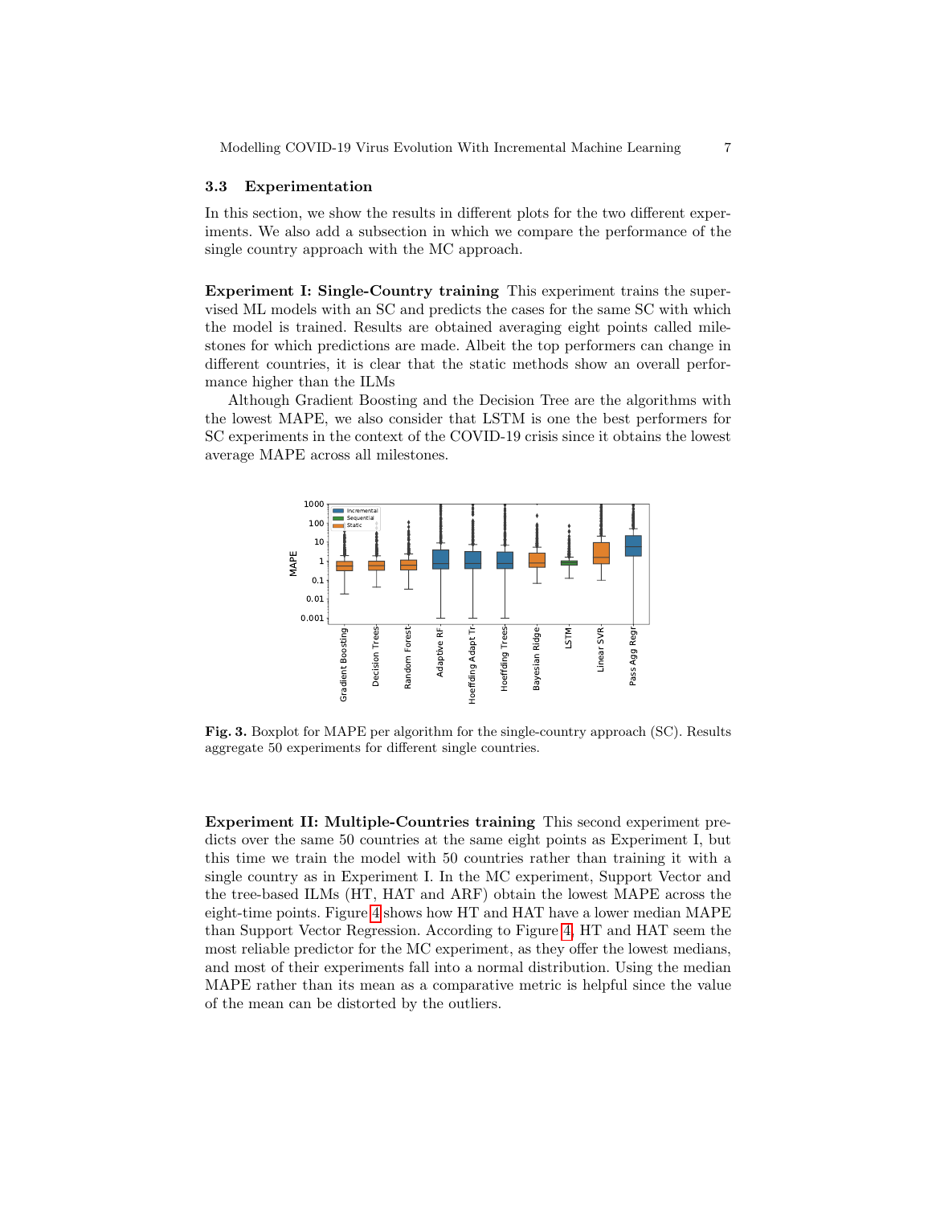### 3.3 Experimentation

In this section, we show the results in different plots for the two different experiments. We also add a subsection in which we compare the performance of the single country approach with the MC approach.

**Experiment I: Single-Country training** This experiment trains the supervised ML models with an SC and predicts the cases for the same SC with which the model is trained. Results are obtained averaging eight points called milestones for which predictions are made. Albeit the top performers can change in different countries, it is clear that the static methods show an overall performance higher than the ILMs

Although Gradient Boosting and the Decision Tree are the algorithms with the lowest MAPE, we also consider that LSTM is one the best performers for SC experiments in the context of the COVID-19 crisis since it obtains the lowest average MAPE across all milestones.

**Fig. 3.** Boxplot for MAPE per algorithm for the single-country approach (SC). Results aggregate 50 experiments for different single countries.

**Experiment II: Multiple-Countries training** This second experiment predicts over the same 50 countries at the same eight points as Experiment I, but this time we train the model with 50 countries rather than training it with a single country as in Experiment I. In the MC experiment, Support Vector and the tree-based ILMs (HT, HAT and ARF) obtain the lowest MAPE across the eight-time points. Figure 4 shows how HT and HAT have a lower median MAPE than Support Vector Regression. According to Figure 4, HT and HAT seem the most reliable predictor for the MC experiment, as they offer the lowest medians, and most of their experiments fall into a normal distribution. Using the median MAPE rather than its mean as a comparative metric is helpful since the value of the mean can be distorted by the outliers.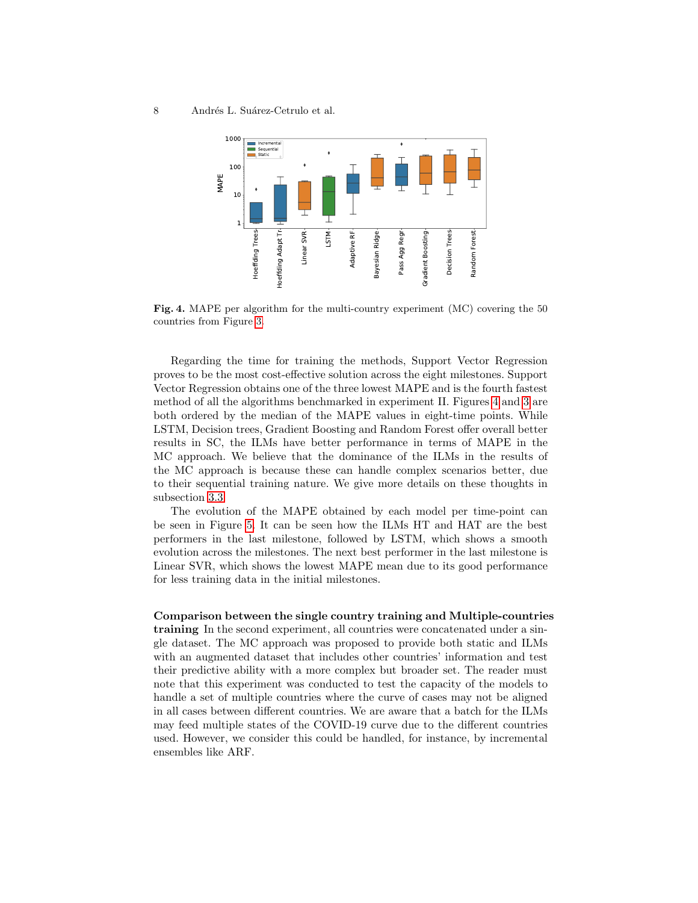**Fig. 4.** MAPE per algorithm for the multi-country experiment (MC) covering the 50 countries from Figure 3.

Regarding the time for training the methods, Support Vector Regression proves to be the most cost-effective solution across the eight milestones. Support Vector Regression obtains one of the three lowest MAPE and is the fourth fastest method of all the algorithms benchmarked in experiment II. Figures 4 and 3 are both ordered by the median of the MAPE values in eight-time points. While LSTM, Decision trees, Gradient Boosting and Random Forest offer overall better results in SC, the ILMs have better performance in terms of MAPE in the MC approach. We believe that the dominance of the ILMs in the results of the MC approach is because these can handle complex scenarios better, due to their sequential training nature. We give more details on these thoughts in subsection 3.3.

The evolution of the MAPE obtained by each model per time-point can be seen in Figure 5. It can be seen how the ILMs HT and HAT are the best performers in the last milestone, followed by LSTM, which shows a smooth evolution across the milestones. The next best performer in the last milestone is Linear SVR, which shows the lowest MAPE mean due to its good performance for less training data in the initial milestones.

**Comparison between the single country training and Multiple-countries training** In the second experiment, all countries were concatenated under a single dataset. The MC approach was proposed to provide both static and ILMs with an augmented dataset that includes other countries' information and test their predictive ability with a more complex but broader set. The reader must note that this experiment was conducted to test the capacity of the models to handle a set of multiple countries where the curve of cases may not be aligned in all cases between different countries. We are aware that a batch for the ILMs may feed multiple states of the COVID-19 curve due to the different countries used. However, we consider this could be handled, for instance, by incremental ensembles like ARF.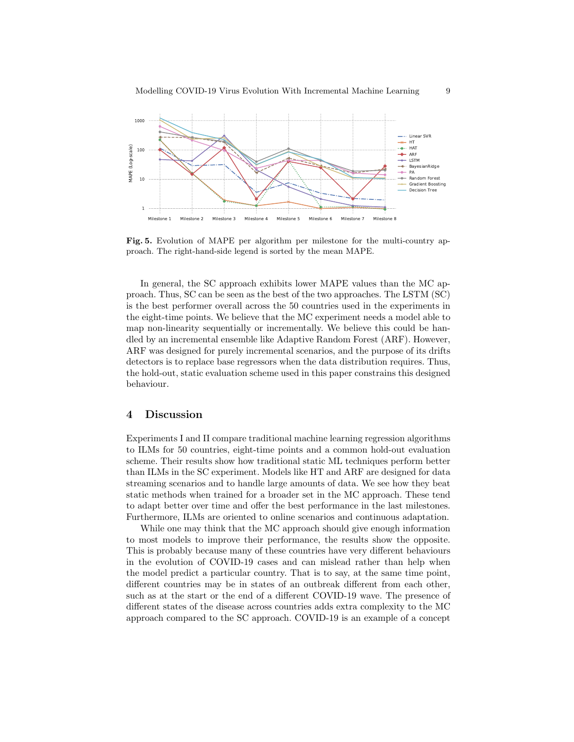**Fig. 5.** Evolution of MAPE per algorithm per milestone for the multi-country approach. The right-hand-side legend is sorted by the mean MAPE.

In general, the SC approach exhibits lower MAPE values than the MC approach. Thus, SC can be seen as the best of the two approaches. The LSTM (SC) is the best performer overall across the 50 countries used in the experiments in the eight-time points. We believe that the MC experiment needs a model able to map non-linearity sequentially or incrementally. We believe this could be handled by an incremental ensemble like Adaptive Random Forest (ARF). However, ARF was designed for purely incremental scenarios, and the purpose of its drifts detectors is to replace base regressors when the data distribution requires. Thus, the hold-out, static evaluation scheme used in this paper constrains this designed behaviour.

## 4 Discussion

Experiments I and II compare traditional machine learning regression algorithms to ILMs for 50 countries, eight-time points and a common hold-out evaluation scheme. Their results show how traditional static ML techniques perform better than ILMs in the SC experiment. Models like HT and ARF are designed for data streaming scenarios and to handle large amounts of data. We see how they beat static methods when trained for a broader set in the MC approach. These tend to adapt better over time and offer the best performance in the last milestones. Furthermore, ILMs are oriented to online scenarios and continuous adaptation.

While one may think that the MC approach should give enough information to most models to improve their performance, the results show the opposite. This is probably because many of these countries have very different behaviours in the evolution of COVID-19 cases and can mislead rather than help when the model predict a particular country. That is to say, at the same time point, different countries may be in states of an outbreak different from each other, such as at the start or the end of a different COVID-19 wave. The presence of different states of the disease across countries adds extra complexity to the MC approach compared to the SC approach. COVID-19 is an example of a concept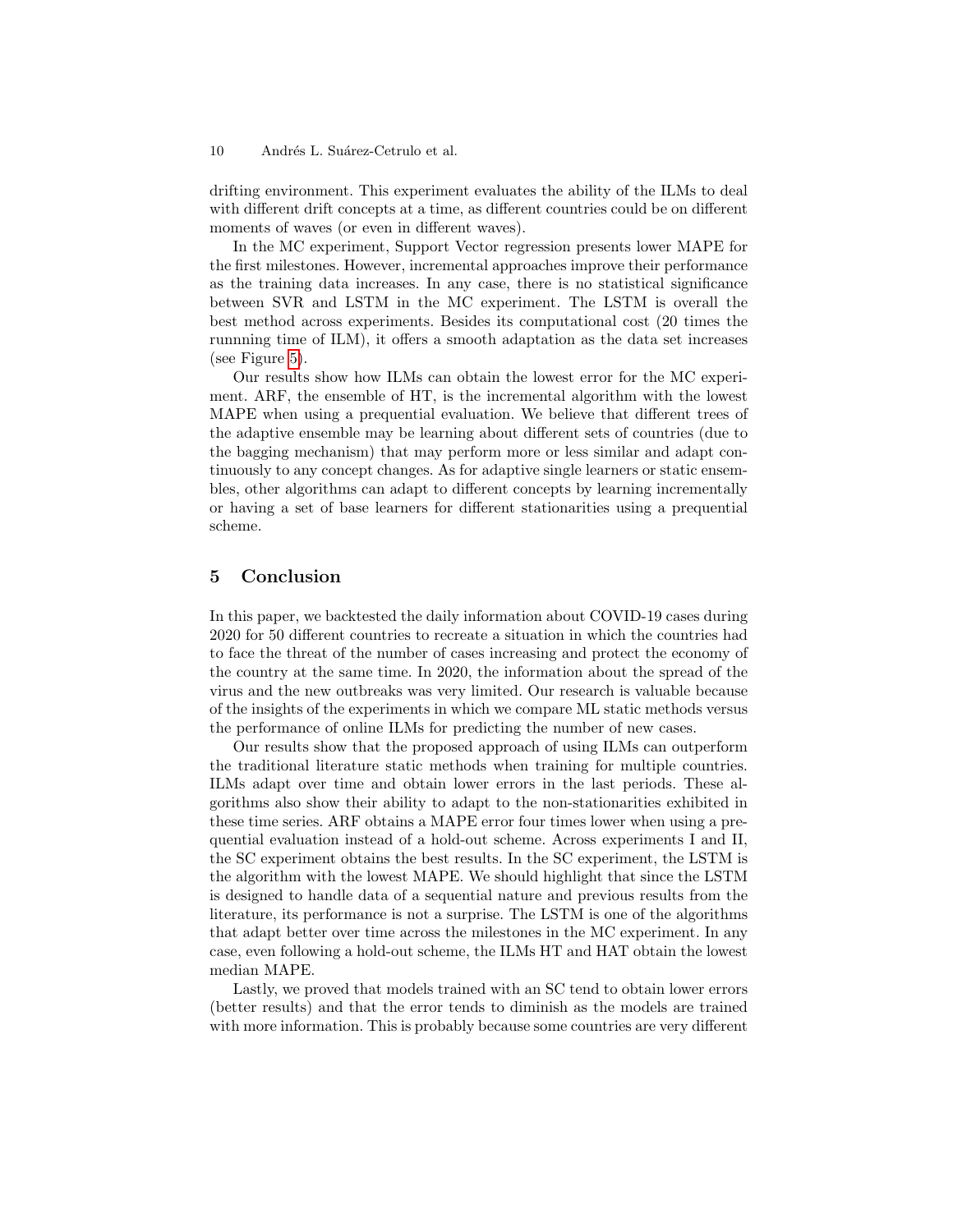drifting environment. This experiment evaluates the ability of the ILMs to deal with different drift concepts at a time, as different countries could be on different moments of waves (or even in different waves).

In the MC experiment, Support Vector regression presents lower MAPE for the first milestones. However, incremental approaches improve their performance as the training data increases. In any case, there is no statistical significance between SVR and LSTM in the MC experiment. The LSTM is overall the best method across experiments. Besides its computational cost (20 times the runnning time of ILM), it offers a smooth adaptation as the data set increases (see Figure 5).

Our results show how ILMs can obtain the lowest error for the MC experiment. ARF, the ensemble of HT, is the incremental algorithm with the lowest MAPE when using a prequential evaluation. We believe that different trees of the adaptive ensemble may be learning about different sets of countries (due to the bagging mechanism) that may perform more or less similar and adapt continuously to any concept changes. As for adaptive single learners or static ensembles, other algorithms can adapt to different concepts by learning incrementally or having a set of base learners for different stationarities using a prequential scheme.

## 5 Conclusion

In this paper, we backtested the daily information about COVID-19 cases during 2020 for 50 different countries to recreate a situation in which the countries had to face the threat of the number of cases increasing and protect the economy of the country at the same time. In 2020, the information about the spread of the virus and the new outbreaks was very limited. Our research is valuable because of the insights of the experiments in which we compare ML static methods versus the performance of online ILMs for predicting the number of new cases.

Our results show that the proposed approach of using ILMs can outperform the traditional literature static methods when training for multiple countries. ILMs adapt over time and obtain lower errors in the last periods. These algorithms also show their ability to adapt to the non-stationarities exhibited in these time series. ARF obtains a MAPE error four times lower when using a prequential evaluation instead of a hold-out scheme. Across experiments I and II, the SC experiment obtains the best results. In the SC experiment, the LSTM is the algorithm with the lowest MAPE. We should highlight that since the LSTM is designed to handle data of a sequential nature and previous results from the literature, its performance is not a surprise. The LSTM is one of the algorithms that adapt better over time across the milestones in the MC experiment. In any case, even following a hold-out scheme, the ILMs HT and HAT obtain the lowest median MAPE.

Lastly, we proved that models trained with an SC tend to obtain lower errors (better results) and that the error tends to diminish as the models are trained with more information. This is probably because some countries are very different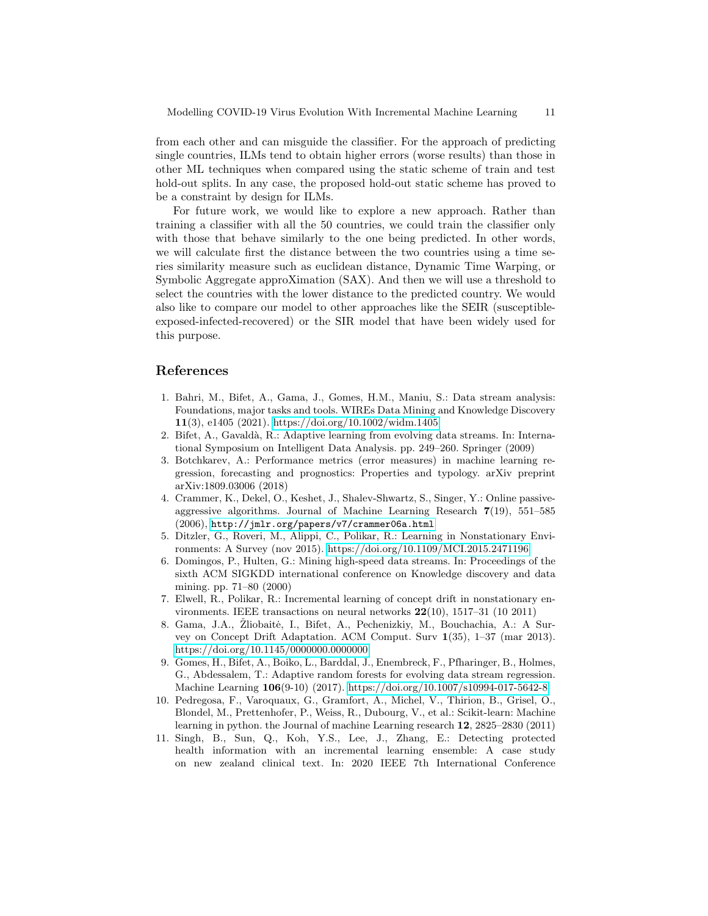from each other and can misguide the classifier. For the approach of predicting single countries, ILMs tend to obtain higher errors (worse results) than those in other ML techniques when compared using the static scheme of train and test hold-out splits. In any case, the proposed hold-out static scheme has proved to be a constraint by design for ILMs.

For future work, we would like to explore a new approach. Rather than training a classifier with all the 50 countries, we could train the classifier only with those that behave similarly to the one being predicted. In other words, we will calculate first the distance between the two countries using a time series similarity measure such as euclidean distance, Dynamic Time Warping, or Symbolic Aggregate approXimation (SAX). And then we will use a threshold to select the countries with the lower distance to the predicted country. We would also like to compare our model to other approaches like the SEIR (susceptible-exposed-infected-recovered) or the SIR model that have been widely used for this purpose.

## References

1. Bahri, M., Bifet, A., Gama, J., Gomes, H.M., Maniu, S.: Data stream analysis: Foundations, major tasks and tools. WIREs Data Mining and Knowledge Discovery **11**(3), e1405 (2021). https://doi.org/10.1002/widm.1405
2. Bifet, A., Gavaldà, R.: Adaptive learning from evolving data streams. In: International Symposium on Intelligent Data Analysis. pp. 249–260. Springer (2009)
3. Botchkarev, A.: Performance metrics (error measures) in machine learning regression, forecasting and prognostics: Properties and typology. arXiv preprint arXiv:1809.03006 (2018)
4. Crammer, K., Dekel, O., Keshet, J., Shalev-Shwartz, S., Singer, Y.: Online passive-aggressive algorithms. Journal of Machine Learning Research **7**(19), 551–585 (2006), `http://jmlr.org/papers/v7/crammer06a.html`
5. Ditzler, G., Roveri, M., Alippi, C., Polikar, R.: Learning in Nonstationary Environments: A Survey (nov 2015). https://doi.org/10.1109/MCI.2015.2471196
6. Domingos, P., Hulten, G.: Mining high-speed data streams. In: Proceedings of the sixth ACM SIGKDD international conference on Knowledge discovery and data mining. pp. 71–80 (2000)
7. Elwell, R., Polikar, R.: Incremental learning of concept drift in nonstationary environments. IEEE transactions on neural networks **22**(10), 1517–31 (10 2011)
8. Gama, J.A., Žliobaitė, I., Bifet, A., Pechenizkiy, M., Bouchachia, A.: A Survey on Concept Drift Adaptation. ACM Comput. Surv **1**(35), 1–37 (mar 2013). https://doi.org/10.1145/0000000.0000000
9. Gomes, H., Bifet, A., Boiko, L., Barddal, J., Enembreck, F., Pfharinger, B., Holmes, G., Abdessalem, T.: Adaptive random forests for evolving data stream regression. Machine Learning **106**(9-10) (2017). https://doi.org/10.1007/s10994-017-5642-8
10. Pedregosa, F., Varoquaux, G., Gramfort, A., Michel, V., Thirion, B., Grisel, O., Blondel, M., Prettenhofer, P., Weiss, R., Dubourg, V., et al.: Scikit-learn: Machine learning in python. the Journal of machine Learning research **12**, 2825–2830 (2011)
11. Singh, B., Sun, Q., Koh, Y.S., Lee, J., Zhang, E.: Detecting protected health information with an incremental learning ensemble: A case study on new zealand clinical text. In: 2020 IEEE 7th International Conference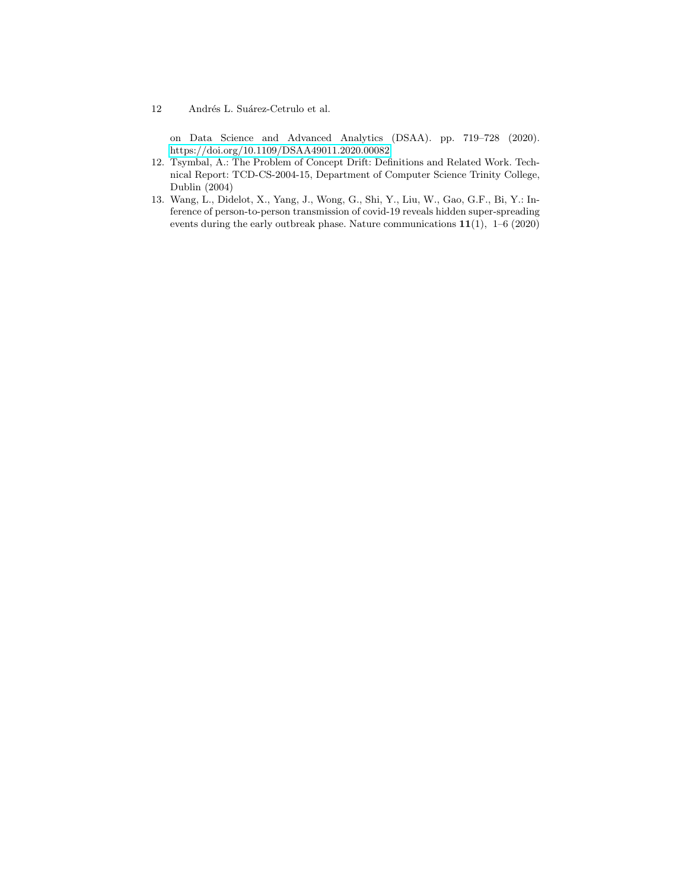on Data Science and Advanced Analytics (DSAA). pp. 719–728 (2020). https://doi.org/10.1109/DSAA49011.2020.00082

12. Tsymbal, A.: The Problem of Concept Drift: Definitions and Related Work. Technical Report: TCD-CS-2004-15, Department of Computer Science Trinity College, Dublin (2004)
13. Wang, L., Didelot, X., Yang, J., Wong, G., Shi, Y., Liu, W., Gao, G.F., Bi, Y.: Inference of person-to-person transmission of covid-19 reveals hidden super-spreading events during the early outbreak phase. Nature communications **11**(1), 1–6 (2020)